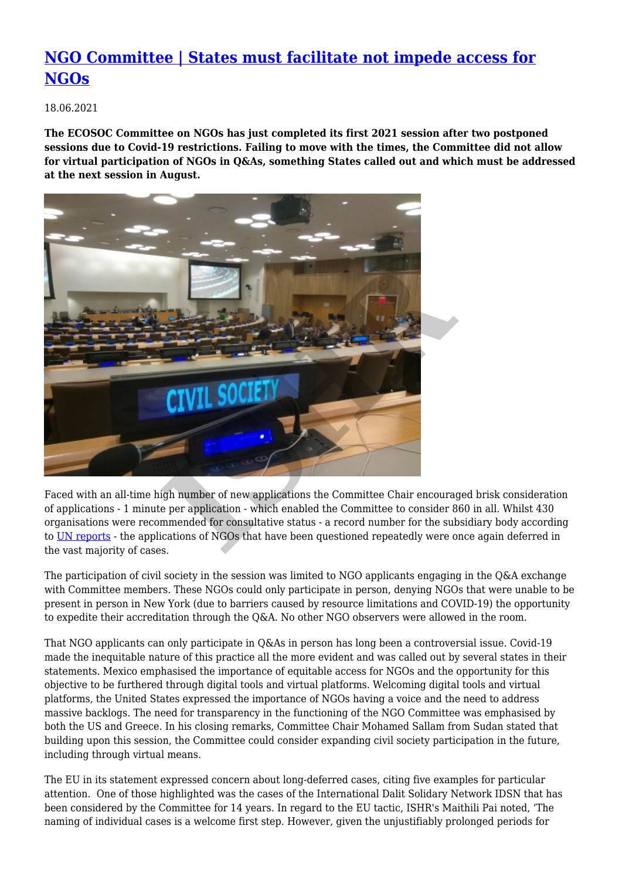# [NGO Committee | States must facilitate not impede access for NGOs]

18.06.2021

**The ECOSOC Committee on NGOs has just completed its first 2021 session after two postponed sessions due to Covid-19 restrictions. Failing to move with the times, the Committee did not allow for virtual participation of NGOs in Q&As, something States called out and which must be addressed at the next session in August.**

Faced with an all-time high number of new applications the Committee Chair encouraged brisk consideration of applications - 1 minute per application - which enabled the Committee to consider 860 in all. Whilst 430 organisations were recommended for consultative status - a record number for the subsidiary body according to [UN reports] - the applications of NGOs that have been questioned repeatedly were once again deferred in the vast majority of cases.

The participation of civil society in the session was limited to NGO applicants engaging in the Q&A exchange with Committee members. These NGOs could only participate in person, denying NGOs that were unable to be present in person in New York (due to barriers caused by resource limitations and COVID-19) the opportunity to expedite their accreditation through the Q&A. No other NGO observers were allowed in the room.

That NGO applicants can only participate in Q&As in person has long been a controversial issue. Covid-19 made the inequitable nature of this practice all the more evident and was called out by several states in their statements. Mexico emphasised the importance of equitable access for NGOs and the opportunity for this objective to be furthered through digital tools and virtual platforms. Welcoming digital tools and virtual platforms, the United States expressed the importance of NGOs having a voice and the need to address massive backlogs. The need for transparency in the functioning of the NGO Committee was emphasised by both the US and Greece. In his closing remarks, Committee Chair Mohamed Sallam from Sudan stated that building upon this session, the Committee could consider expanding civil society participation in the future, including through virtual means.

The EU in its statement expressed concern about long-deferred cases, citing five examples for particular attention. One of those highlighted was the cases of the International Dalit Solidary Network IDSN that has been considered by the Committee for 14 years. In regard to the EU tactic, ISHR's Maithili Pai noted, 'The naming of individual cases is a welcome first step. However, given the unjustifiably prolonged periods for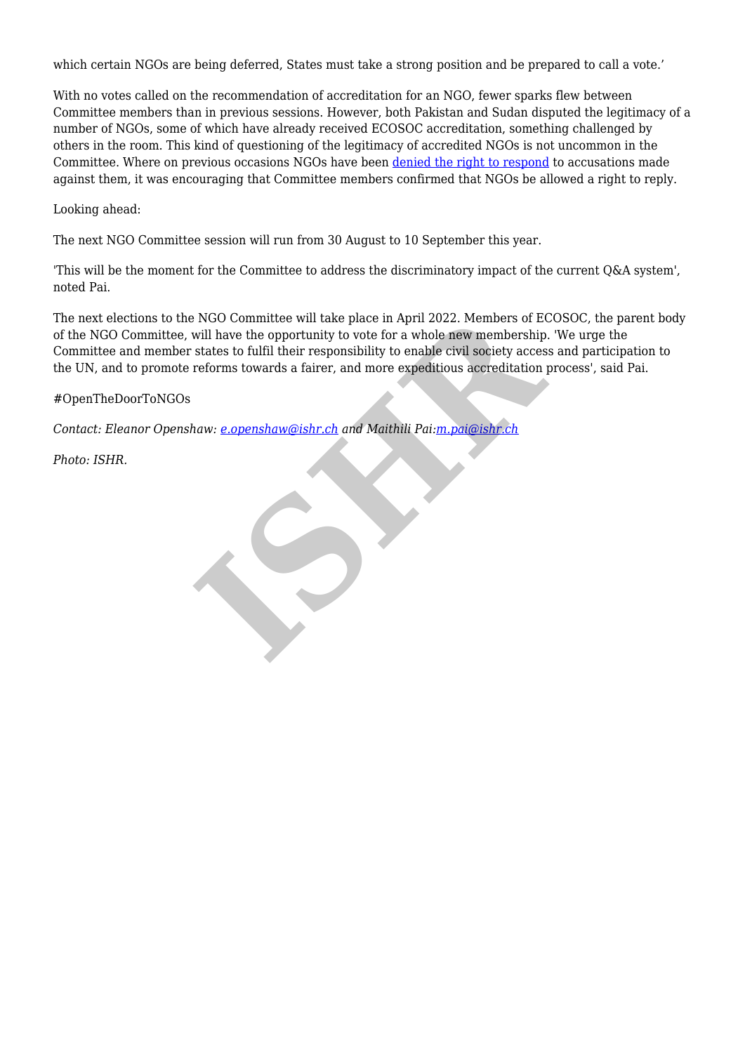which certain NGOs are being deferred, States must take a strong position and be prepared to call a vote.'

With no votes called on the recommendation of accreditation for an NGO, fewer sparks flew between Committee members than in previous sessions. However, both Pakistan and Sudan disputed the legitimacy of a number of NGOs, some of which have already received ECOSOC accreditation, something challenged by others in the room. This kind of questioning of the legitimacy of accredited NGOs is not uncommon in the Committee. Where on previous occasions NGOs have been [denied the right to respond] to accusations made against them, it was encouraging that Committee members confirmed that NGOs be allowed a right to reply.

Looking ahead:

The next NGO Committee session will run from 30 August to 10 September this year.

'This will be the moment for the Committee to address the discriminatory impact of the current Q&A system', noted Pai.

The next elections to the NGO Committee will take place in April 2022. Members of ECOSOC, the parent body of the NGO Committee, will have the opportunity to vote for a whole new membership. 'We urge the Committee and member states to fulfil their responsibility to enable civil society access and participation to the UN, and to promote reforms towards a fairer, and more expeditious accreditation process', said Pai.

#OpenTheDoorToNGOs

*Contact: Eleanor Openshaw: e.openshaw@ishr.ch and Maithili Pai:m.pai@ishr.ch*

*Photo: ISHR.*